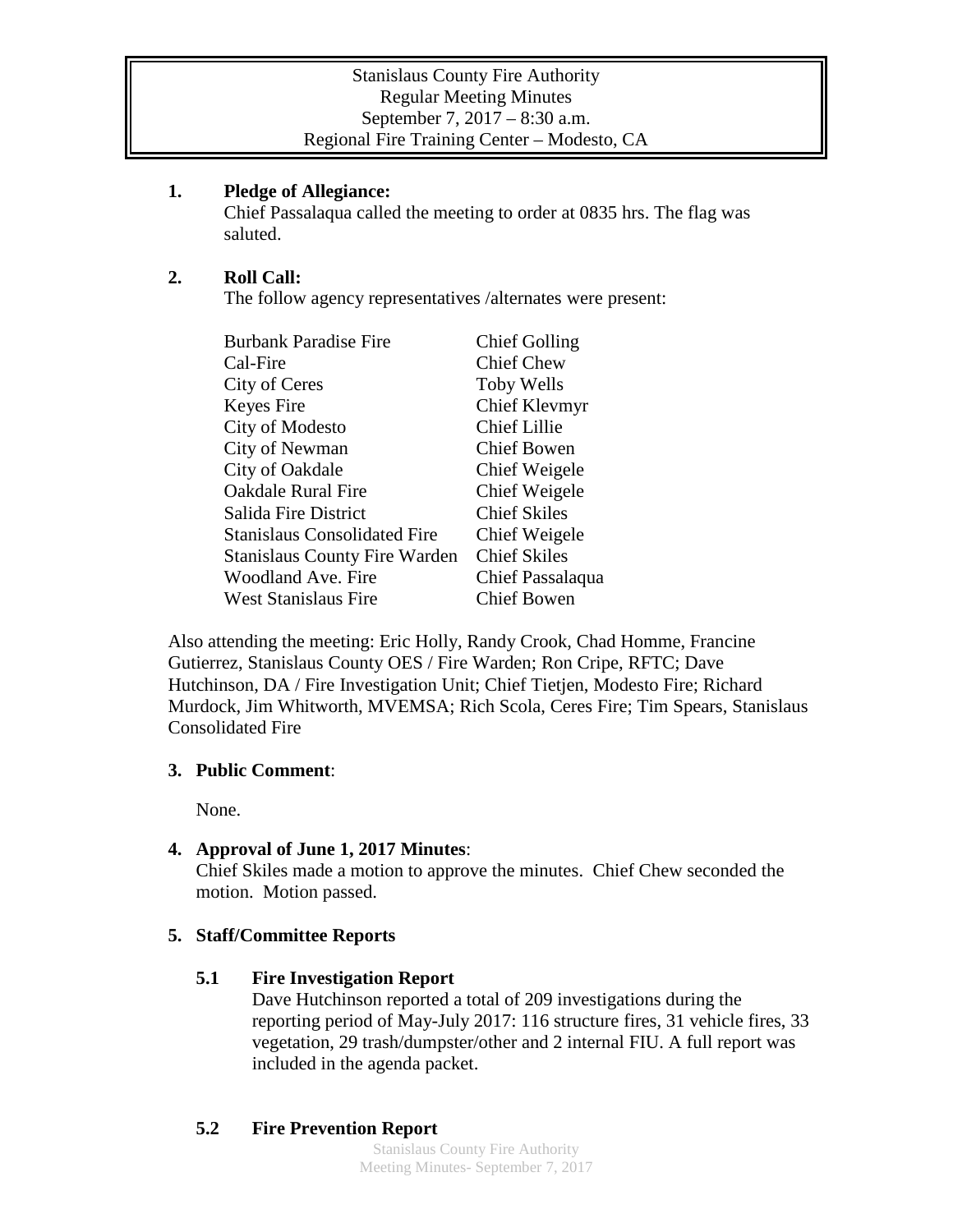Stanislaus County Fire Authority
Regular Meeting Minutes
September 7, 2017 – 8:30 a.m.
Regional Fire Training Center – Modesto, CA

**1. Pledge of Allegiance:**

Chief Passalaqua called the meeting to order at 0835 hrs. The flag was saluted.

**2. Roll Call:**

The follow agency representatives /alternates were present:

| | |
|---|---|
| Burbank Paradise Fire | Chief Golling |
| Cal-Fire | Chief Chew |
| City of Ceres | Toby Wells |
| Keyes Fire | Chief Klevmyr |
| City of Modesto | Chief Lillie |
| City of Newman | Chief Bowen |
| City of Oakdale | Chief Weigele |
| Oakdale Rural Fire | Chief Weigele |
| Salida Fire District | Chief Skiles |
| Stanislaus Consolidated Fire | Chief Weigele |
| Stanislaus County Fire Warden | Chief Skiles |
| Woodland Ave. Fire | Chief Passalaqua |
| West Stanislaus Fire | Chief Bowen |

Also attending the meeting: Eric Holly, Randy Crook, Chad Homme, Francine Gutierrez, Stanislaus County OES / Fire Warden; Ron Cripe, RFTC; Dave Hutchinson, DA / Fire Investigation Unit; Chief Tietjen, Modesto Fire; Richard Murdock, Jim Whitworth, MVEMSA; Rich Scola, Ceres Fire; Tim Spears, Stanislaus Consolidated Fire

**3. Public Comment**:

None.

**4. Approval of June 1, 2017 Minutes**:

Chief Skiles made a motion to approve the minutes. Chief Chew seconded the motion. Motion passed.

**5. Staff/Committee Reports**

**5.1 Fire Investigation Report**

Dave Hutchinson reported a total of 209 investigations during the reporting period of May-July 2017: 116 structure fires, 31 vehicle fires, 33 vegetation, 29 trash/dumpster/other and 2 internal FIU. A full report was included in the agenda packet.

**5.2 Fire Prevention Report**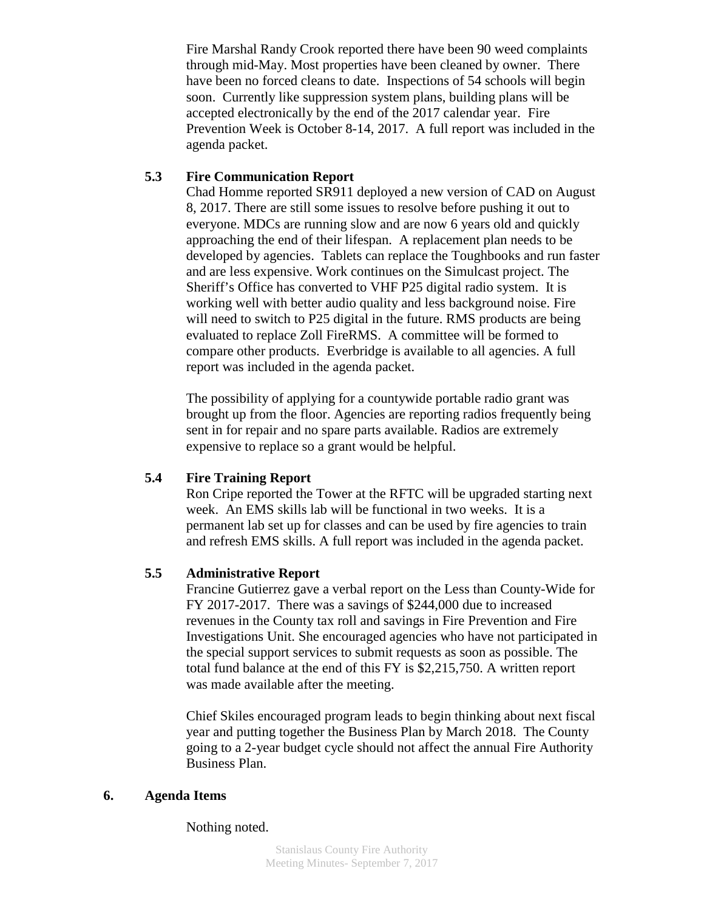Fire Marshal Randy Crook reported there have been 90 weed complaints through mid-May. Most properties have been cleaned by owner. There have been no forced cleans to date. Inspections of 54 schools will begin soon. Currently like suppression system plans, building plans will be accepted electronically by the end of the 2017 calendar year. Fire Prevention Week is October 8-14, 2017. A full report was included in the agenda packet.

### 5.3 Fire Communication Report

Chad Homme reported SR911 deployed a new version of CAD on August 8, 2017. There are still some issues to resolve before pushing it out to everyone. MDCs are running slow and are now 6 years old and quickly approaching the end of their lifespan. A replacement plan needs to be developed by agencies. Tablets can replace the Toughbooks and run faster and are less expensive. Work continues on the Simulcast project. The Sheriff's Office has converted to VHF P25 digital radio system. It is working well with better audio quality and less background noise. Fire will need to switch to P25 digital in the future. RMS products are being evaluated to replace Zoll FireRMS. A committee will be formed to compare other products. Everbridge is available to all agencies. A full report was included in the agenda packet.

The possibility of applying for a countywide portable radio grant was brought up from the floor. Agencies are reporting radios frequently being sent in for repair and no spare parts available. Radios are extremely expensive to replace so a grant would be helpful.

### 5.4 Fire Training Report

Ron Cripe reported the Tower at the RFTC will be upgraded starting next week. An EMS skills lab will be functional in two weeks. It is a permanent lab set up for classes and can be used by fire agencies to train and refresh EMS skills. A full report was included in the agenda packet.

### 5.5 Administrative Report

Francine Gutierrez gave a verbal report on the Less than County-Wide for FY 2017-2017. There was a savings of $244,000 due to increased revenues in the County tax roll and savings in Fire Prevention and Fire Investigations Unit. She encouraged agencies who have not participated in the special support services to submit requests as soon as possible. The total fund balance at the end of this FY is $2,215,750. A written report was made available after the meeting.

Chief Skiles encouraged program leads to begin thinking about next fiscal year and putting together the Business Plan by March 2018. The County going to a 2-year budget cycle should not affect the annual Fire Authority Business Plan.

## 6. Agenda Items

Nothing noted.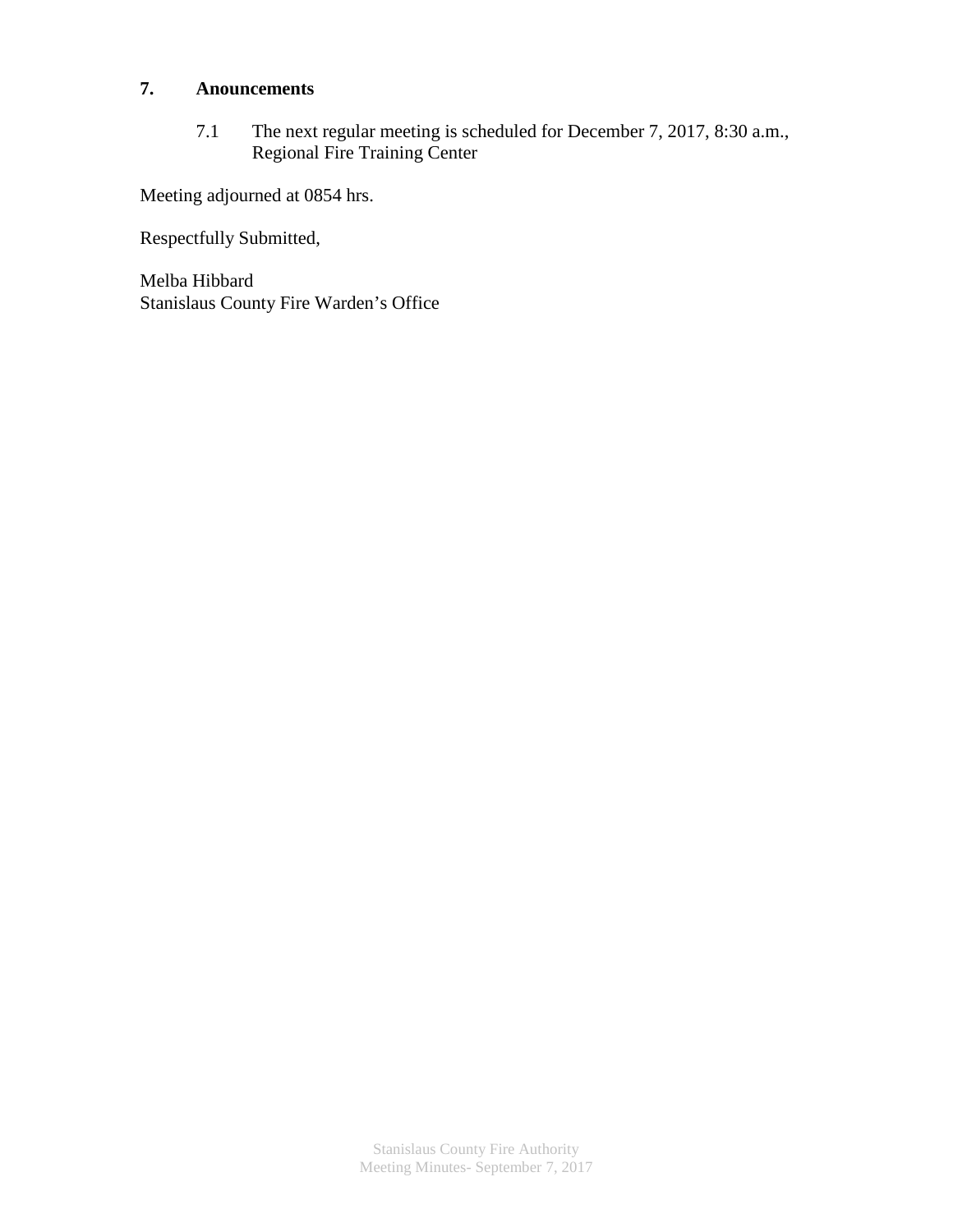## 7. Anouncements

7.1 The next regular meeting is scheduled for December 7, 2017, 8:30 a.m., Regional Fire Training Center

Meeting adjourned at 0854 hrs.

Respectfully Submitted,

Melba Hibbard
Stanislaus County Fire Warden's Office